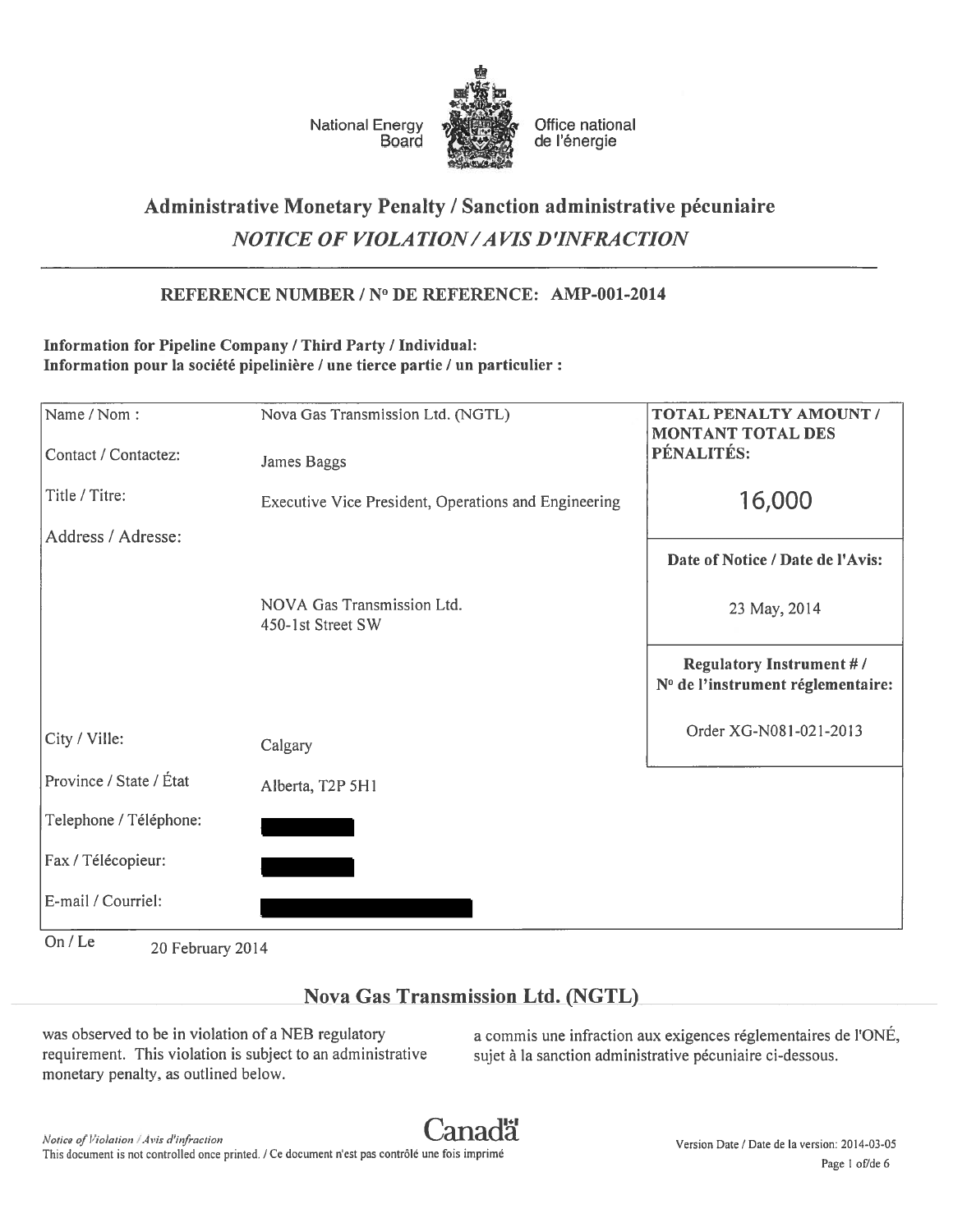National Energy Board | Office national de l'énergie

# Administrative Monetary Penalty / Sanction administrative pécuniaire

## *NOTICE OF VIOLATION / AVIS D'INFRACTION*

### REFERENCE NUMBER / N° DE REFERENCE: AMP-001-2014

**Information for Pipeline Company / Third Party / Individual:**
**Information pour la société pipelinière / une tierce partie / un particulier :**

| | | |
|---|---|---|
| Name / Nom : | Nova Gas Transmission Ltd. (NGTL) | **TOTAL PENALTY AMOUNT / MONTANT TOTAL DES PÉNALITÉS:** 16,000 |
| Contact / Contactez: | James Baggs | |
| Title / Titre: | Executive Vice President, Operations and Engineering | |
| Address / Adresse: | NOVA Gas Transmission Ltd. 450-1st Street SW | **Date of Notice / Date de l'Avis:** 23 May, 2014 |
| | | **Regulatory Instrument # / N° de l'instrument réglementaire:** Order XG-N081-021-2013 |
| City / Ville: | Calgary | |
| Province / State / État | Alberta, T2P 5H1 | |
| Telephone / Téléphone: | [redacted] | |
| Fax / Télécopieur: | [redacted] | |
| E-mail / Courriel: | [redacted] | |

On / Le 20 February 2014

**Nova Gas Transmission Ltd. (NGTL)**

was observed to be in violation of a NEB regulatory requirement. This violation is subject to an administrative monetary penalty, as outlined below.

a commis une infraction aux exigences réglementaires de l'ONÉ, sujet à la sanction administrative pécuniaire ci-dessous.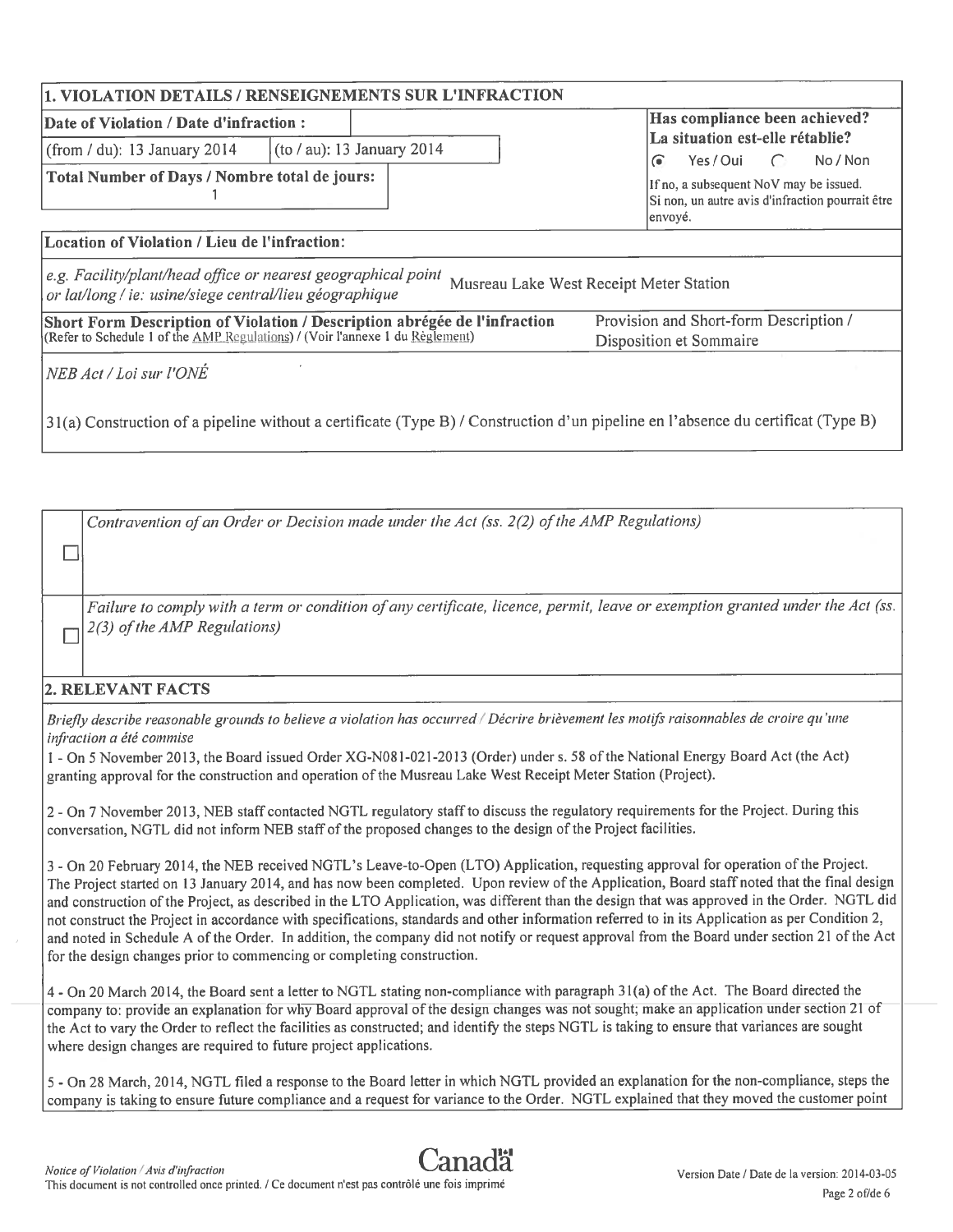## 1. VIOLATION DETAILS / RENSEIGNEMENTS SUR L'INFRACTION

| Date of Violation / Date d'infraction : | | Has compliance been achieved? La situation est-elle rétablie? |
|---|---|---|
| (from / du): 13 January 2014 | (to / au): 13 January 2014 | (•) Yes / Oui ( ) No / Non |
| Total Number of Days / Nombre total de jours: 1 | | If no, a subsequent NoV may be issued. Si non, un autre avis d'infraction pourrait être envoyé. |

**Location of Violation / Lieu de l'infraction:**

*e.g. Facility/plant/head office or nearest geographical point or lat/long / ie: usine/siege central/lieu géographique* Musreau Lake West Receipt Meter Station

| Short Form Description of Violation / Description abrégée de l'infraction (Refer to Schedule 1 of the AMP Regulations) / (Voir l'annexe 1 du Règlement) | Provision and Short-form Description / Disposition et Sommaire |
|---|---|

*NEB Act / Loi sur l'ONÉ*

31(a) Construction of a pipeline without a certificate (Type B) / Construction d'un pipeline en l'absence du certificat (Type B)

- ☐ *Contravention of an Order or Decision made under the Act (ss. 2(2) of the AMP Regulations)*
- ☐ *Failure to comply with a term or condition of any certificate, licence, permit, leave or exemption granted under the Act (ss. 2(3) of the AMP Regulations)*

## 2. RELEVANT FACTS

*Briefly describe reasonable grounds to believe a violation has occurred / Décrire brièvement les motifs raisonnables de croire qu'une infraction a été commise*

1 - On 5 November 2013, the Board issued Order XG-N081-021-2013 (Order) under s. 58 of the National Energy Board Act (the Act) granting approval for the construction and operation of the Musreau Lake West Receipt Meter Station (Project).

2 - On 7 November 2013, NEB staff contacted NGTL regulatory staff to discuss the regulatory requirements for the Project. During this conversation, NGTL did not inform NEB staff of the proposed changes to the design of the Project facilities.

3 - On 20 February 2014, the NEB received NGTL's Leave-to-Open (LTO) Application, requesting approval for operation of the Project. The Project started on 13 January 2014, and has now been completed. Upon review of the Application, Board staff noted that the final design and construction of the Project, as described in the LTO Application, was different than the design that was approved in the Order. NGTL did not construct the Project in accordance with specifications, standards and other information referred to in its Application as per Condition 2, and noted in Schedule A of the Order. In addition, the company did not notify or request approval from the Board under section 21 of the Act for the design changes prior to commencing or completing construction.

4 - On 20 March 2014, the Board sent a letter to NGTL stating non-compliance with paragraph 31(a) of the Act. The Board directed the company to: provide an explanation for why Board approval of the design changes was not sought; make an application under section 21 of the Act to vary the Order to reflect the facilities as constructed; and identify the steps NGTL is taking to ensure that variances are sought where design changes are required to future project applications.

5 - On 28 March, 2014, NGTL filed a response to the Board letter in which NGTL provided an explanation for the non-compliance, steps the company is taking to ensure future compliance and a request for variance to the Order. NGTL explained that they moved the customer point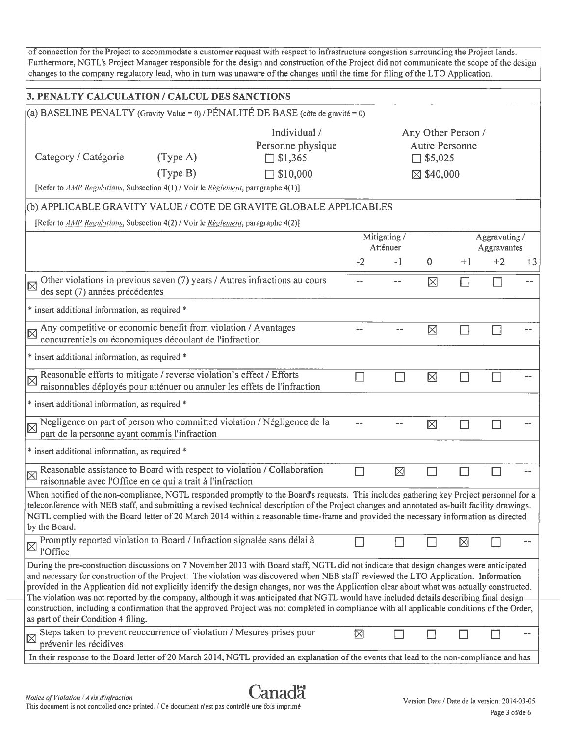of connection for the Project to accommodate a customer request with respect to infrastructure congestion surrounding the Project lands. Furthermore, NGTL's Project Manager responsible for the design and construction of the Project did not communicate the scope of the design changes to the company regulatory lead, who in turn was unaware of the changes until the time for filing of the LTO Application.

## 3. PENALTY CALCULATION / CALCUL DES SANCTIONS

### (a) BASELINE PENALTY (Gravity Value = 0) / PÉNALITÉ DE BASE (côte de gravité = 0)

| Category / Catégorie | | Individual / Personne physique | Any Other Person / Autre Personne |
|---|---|---|---|
| | (Type A) | ☐ \$1,365 | ☐ \$5,025 |
| | (Type B) | ☐ \$10,000 | ☒ \$40,000 |

[Refer to *AMP Regulations*, Subsection 4(1) / Voir le *Règlement*, paragraphe 4(1)]

### (b) APPLICABLE GRAVITY VALUE / COTE DE GRAVITE GLOBALE APPLICABLES

[Refer to *AMP Regulations*, Subsection 4(2) / Voir le *Règlement*, paragraphe 4(2)]

| | Mitigating / Atténuer | | | Aggravating / Aggravantes | | |
|---|---|---|---|---|---|---|
| | -2 | -1 | 0 | +1 | +2 | +3 |
| ☒ Other violations in previous seven (7) years / Autres infractions au cours des sept (7) années précédentes | -- | -- | ☒ | ☐ | ☐ | -- |
| * insert additional information, as required * | | | | | | |
| ☒ Any competitive or economic benefit from violation / Avantages concurrentiels ou économiques découlant de l'infraction | -- | -- | ☒ | ☐ | ☐ | -- |
| * insert additional information, as required * | | | | | | |
| ☒ Reasonable efforts to mitigate / reverse violation's effect / Efforts raisonnables déployés pour atténuer ou annuler les effets de l'infraction | ☐ | ☐ | ☒ | ☐ | ☐ | -- |
| * insert additional information, as required * | | | | | | |
| ☒ Negligence on part of person who committed violation / Négligence de la part de la personne ayant commis l'infraction | -- | -- | ☒ | ☐ | ☐ | -- |
| * insert additional information, as required * | | | | | | |
| ☒ Reasonable assistance to Board with respect to violation / Collaboration raisonnable avec l'Office en ce qui a trait à l'infraction | ☐ | ☒ | ☐ | ☐ | ☐ | -- |
| When notified of the non-compliance, NGTL responded promptly to the Board's requests. This includes gathering key Project personnel for a teleconference with NEB staff, and submitting a revised technical description of the Project changes and annotated as-built facility drawings. NGTL complied with the Board letter of 20 March 2014 within a reasonable time-frame and provided the necessary information as directed by the Board. | | | | | | |
| ☒ Promptly reported violation to Board / Infraction signalée sans délai à l'Office | ☐ | ☐ | ☐ | ☒ | ☐ | -- |
| During the pre-construction discussions on 7 November 2013 with Board staff, NGTL did not indicate that design changes were anticipated and necessary for construction of the Project. The violation was discovered when NEB staff reviewed the LTO Application. Information provided in the Application did not explicitly identify the design changes, nor was the Application clear about what was actually constructed. The violation was not reported by the company, although it was anticipated that NGTL would have included details describing final design construction, including a confirmation that the approved Project was not completed in compliance with all applicable conditions of the Order, as part of their Condition 4 filing. | | | | | | |
| ☒ Steps taken to prevent reoccurrence of violation / Mesures prises pour prévenir les récidives | ☒ | ☐ | ☐ | ☐ | ☐ | -- |
| In their response to the Board letter of 20 March 2014, NGTL provided an explanation of the events that lead to the non-compliance and has | | | | | | |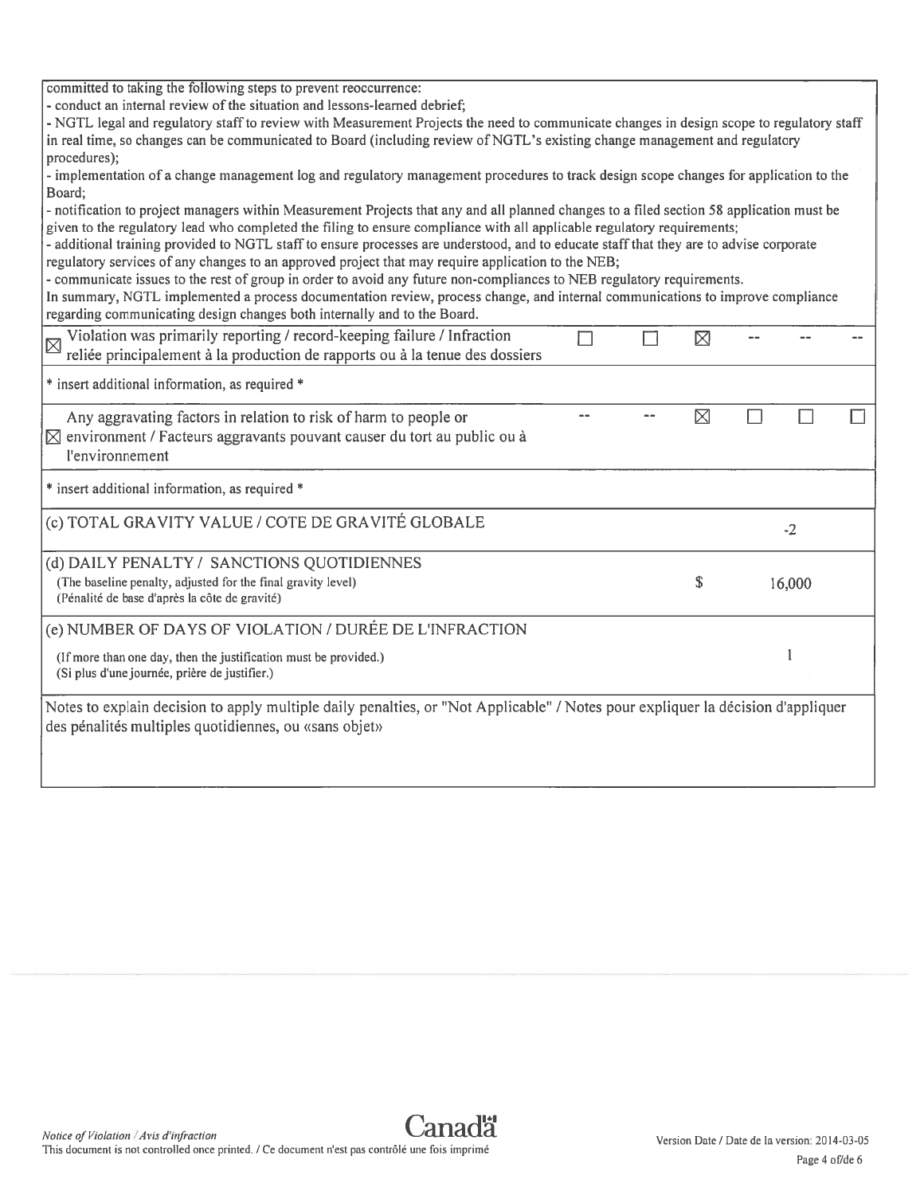committed to taking the following steps to prevent reoccurrence:

- conduct an internal review of the situation and lessons-learned debrief;
- NGTL legal and regulatory staff to review with Measurement Projects the need to communicate changes in design scope to regulatory staff in real time, so changes can be communicated to Board (including review of NGTL's existing change management and regulatory procedures);
- implementation of a change management log and regulatory management procedures to track design scope changes for application to the Board;
- notification to project managers within Measurement Projects that any and all planned changes to a filed section 58 application must be given to the regulatory lead who completed the filing to ensure compliance with all applicable regulatory requirements;
- additional training provided to NGTL staff to ensure processes are understood, and to educate staff that they are to advise corporate regulatory services of any changes to an approved project that may require application to the NEB;
- communicate issues to the rest of group in order to avoid any future non-compliances to NEB regulatory requirements.

In summary, NGTL implemented a process documentation review, process change, and internal communications to improve compliance regarding communicating design changes both internally and to the Board.

| | | | | | | |
|---|---|---|---|---|---|---|
| ☒ Violation was primarily reporting / record-keeping failure / Infraction reliée principalement à la production de rapports ou à la tenue des dossiers | ☐ | ☐ | ☒ | -- | -- | -- |
| * insert additional information, as required * | | | | | | |
| ☒ Any aggravating factors in relation to risk of harm to people or environment / Facteurs aggravants pouvant causer du tort au public ou à l'environnement | -- | -- | ☒ | ☐ | ☐ | ☐ |
| * insert additional information, as required * | | | | | | |

| | |
|---|---|
| (c) TOTAL GRAVITY VALUE / COTE DE GRAVITÉ GLOBALE | -2 |
| (d) DAILY PENALTY / SANCTIONS QUOTIDIENNES<br>(The baseline penalty, adjusted for the final gravity level)<br>(Pénalité de base d'après la côte de gravité) | $ 16,000 |
| (e) NUMBER OF DAYS OF VIOLATION / DURÉE DE L'INFRACTION<br>(If more than one day, then the justification must be provided.)<br>(Si plus d'une journée, prière de justifier.) | 1 |

Notes to explain decision to apply multiple daily penalties, or "Not Applicable" / Notes pour expliquer la décision d'appliquer des pénalités multiples quotidiennes, ou «sans objet»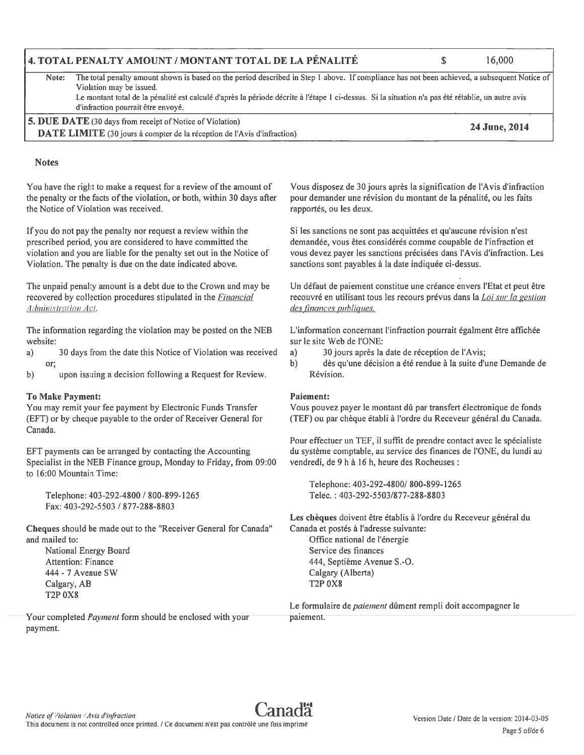| **4. TOTAL PENALTY AMOUNT / MONTANT TOTAL DE LA PÉNALITÉ** | $ | 16,000 |
|---|---|---|
| Note: The total penalty amount shown is based on the period described in Step 1 above. If compliance has not been achieved, a subsequent Notice of Violation may be issued.<br>Le montant total de la pénalité est calculé d'après la période décrite à l'étape 1 ci-dessus. Si la situation n'a pas été rétablie, un autre avis d'infraction pourrait être envoyé. | | |
| **5. DUE DATE** (30 days from receipt of Notice of Violation)<br>**DATE LIMITE** (30 jours à compter de la réception de l'Avis d'infraction) | | **24 June, 2014** |

**Notes**

You have the right to make a request for a review of the amount of the penalty or the facts of the violation, or both, within 30 days after the Notice of Violation was received.

If you do not pay the penalty nor request a review within the prescribed period, you are considered to have committed the violation and you are liable for the penalty set out in the Notice of Violation. The penalty is due on the date indicated above.

The unpaid penalty amount is a debt due to the Crown and may be recovered by collection procedures stipulated in the *Financial Administration Act*.

The information regarding the violation may be posted on the NEB website:

a) 30 days from the date this Notice of Violation was received or;
b) upon issuing a decision following a Request for Review.

**To Make Payment:**
You may remit your fee payment by Electronic Funds Transfer (EFT) or by cheque payable to the order of Receiver General for Canada.

EFT payments can be arranged by contacting the Accounting Specialist in the NEB Finance group, Monday to Friday, from 09:00 to 16:00 Mountain Time:

Telephone: 403-292-4800 / 800-899-1265
Fax: 403-292-5503 / 877-288-8803

**Cheques** should be made out to the "Receiver General for Canada" and mailed to:

National Energy Board
Attention: Finance
444 - 7 Avenue SW
Calgary, AB
T2P 0X8

Your completed *Payment* form should be enclosed with your payment.

Vous disposez de 30 jours après la signification de l'Avis d'infraction pour demander une révision du montant de la pénalité, ou les faits rapportés, ou les deux.

Si les sanctions ne sont pas acquittées et qu'aucune révision n'est demandée, vous êtes considérés comme coupable de l'infraction et vous devez payer les sanctions précisées dans l'Avis d'infraction. Les sanctions sont payables à la date indiquée ci-dessus.

Un défaut de paiement constitue une créance envers l'Etat et peut être recouvré en utilisant tous les recours prévus dans la *Loi sur la gestion des finances publiques.*

L'information concernant l'infraction pourrait égalment être affichée sur le site Web de l'ONE:

a) 30 jours après la date de réception de l'Avis;
b) dès qu'une décision a été rendue à la suite d'une Demande de Révision.

**Paiement:**
Vous pouvez payer le montant dû par transfert électronique de fonds (TEF) ou par chèque établi à l'ordre du Receveur général du Canada.

Pour effectuer un TEF, il suffit de prendre contact avec le spécialiste du système comptable, au service des finances de l'ONE, du lundi au vendredi, de 9 h à 16 h, heure des Rocheuses :

Telephone: 403-292-4800/ 800-899-1265
Telec. : 403-292-5503/877-288-8803

**Les chèques** doivent être établis à l'ordre du Receveur général du Canada et postés à l'adresse suivante:

Office national de l'énergie
Service des finances
444, Septième Avenue S.-O.
Calgary (Alberta)
T2P 0X8

Le formulaire de *paiement* dûment rempli doit accompagner le paiement.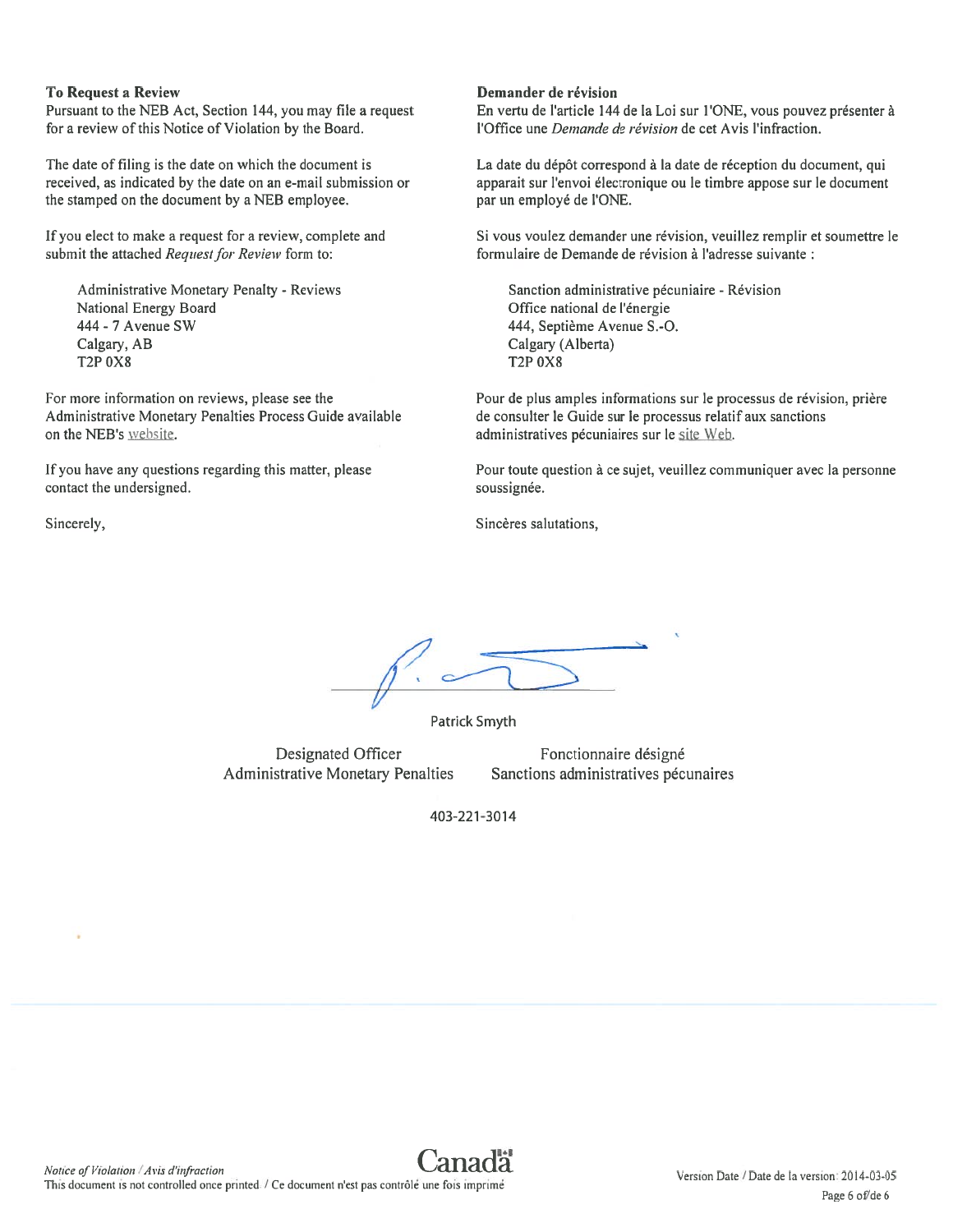**To Request a Review**

Pursuant to the NEB Act, Section 144, you may file a request for a review of this Notice of Violation by the Board.

The date of filing is the date on which the document is received, as indicated by the date on an e-mail submission or the stamped on the document by a NEB employee.

If you elect to make a request for a review, complete and submit the attached *Request for Review* form to:

Administrative Monetary Penalty - Reviews
National Energy Board
444 - 7 Avenue SW
Calgary, AB
T2P 0X8

For more information on reviews, please see the Administrative Monetary Penalties Process Guide available on the NEB's website.

If you have any questions regarding this matter, please contact the undersigned.

Sincerely,

**Demander de révision**

En vertu de l'article 144 de la Loi sur l'ONE, vous pouvez présenter à l'Office une *Demande de révision* de cet Avis l'infraction.

La date du dépôt correspond à la date de réception du document, qui apparait sur l'envoi électronique ou le timbre appose sur le document par un employé de l'ONE.

Si vous voulez demander une révision, veuillez remplir et soumettre le formulaire de Demande de révision à l'adresse suivante :

Sanction administrative pécuniaire - Révision
Office national de l'énergie
444, Septième Avenue S.-O.
Calgary (Alberta)
T2P 0X8

Pour de plus amples informations sur le processus de révision, prière de consulter le Guide sur le processus relatif aux sanctions administratives pécuniaires sur le site Web.

Pour toute question à ce sujet, veuillez communiquer avec la personne soussignée.

Sincères salutations,

Patrick Smyth

Designated Officer
Administrative Monetary Penalties

Fonctionnaire désigné
Sanctions administratives pécunaires

403-221-3014

*Notice of Violation / Avis d'infraction*
This document is not controlled once printed / Ce document n'est pas contrôlé une fois imprimé

Version Date / Date de la version: 2014-03-05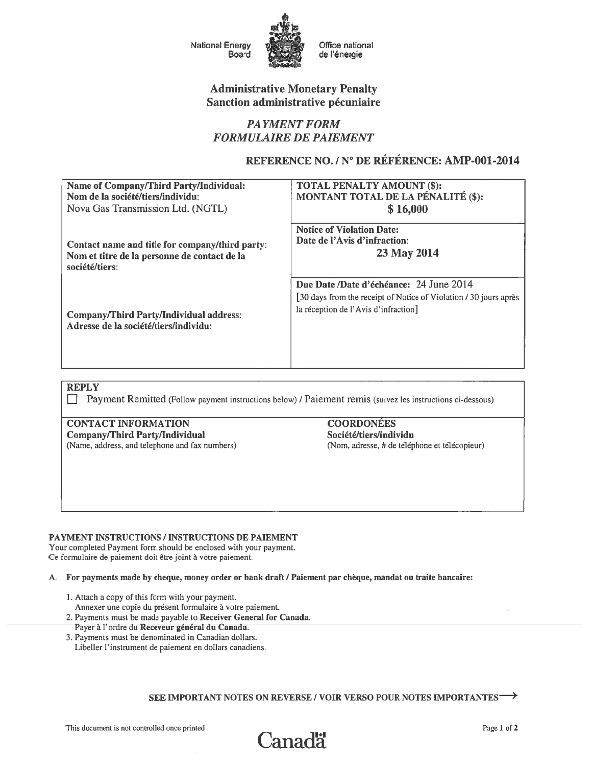National Energy Board / Office national de l'énergie

# Administrative Monetary Penalty
# Sanction administrative pécuniaire

## *PAYMENT FORM*
## *FORMULAIRE DE PAIEMENT*

### REFERENCE NO. / N° DE RÉFÉRENCE: AMP-001-2014

| | |
|---|---|
| **Name of Company/Third Party/Individual:**<br>**Nom de la société/tiers/individu**:<br>Nova Gas Transmission Ltd. (NGTL) | **TOTAL PENALTY AMOUNT ($):**<br>**MONTANT TOTAL DE LA PÉNALITÉ ($):**<br>**$ 16,000** |
| **Contact name and title for company/third party:**<br>**Nom et titre de la personne de contact de la société/tiers**: | **Notice of Violation Date:**<br>**Date de l'Avis d'infraction:**<br>**23 May 2014** |
| **Company/Third Party/Individual address:**<br>**Adresse de la société/tiers/individu:** | **Due Date /Date d'échéance:** 24 June 2014<br>[30 days from the receipt of Notice of Violation / 30 jours après la réception de l'Avis d'infraction] |

**REPLY**

☐ Payment Remitted (Follow payment instructions below) / Paiement remis (suivez les instructions ci-dessous)

| **CONTACT INFORMATION**<br>**Company/Third Party/Individual**<br>(Name, address, and telephone and fax numbers) | **COORDONÉES**<br>**Société/tiers/individu**<br>(Nom, adresse, # de téléphone et télécopieur) |
|---|---|

**PAYMENT INSTRUCTIONS / INSTRUCTIONS DE PAIEMENT**

Your completed Payment form should be enclosed with your payment.
Ce formulaire de paiement doit être joint à votre paiement.

A. **For payments made by cheque, money order or bank draft / Paiement par chèque, mandat ou traite bancaire:**

1. Attach a copy of this form with your payment.
   Annexer une copie du présent formulaire à votre paiement.
2. Payments must be made payable to **Receiver General for Canada**.
   Payer à l'ordre du **Receveur général du Canada**.
3. Payments must be denominated in Canadian dollars.
   Libeller l'instrument de paiement en dollars canadiens.

**SEE IMPORTANT NOTES ON REVERSE / VOIR VERSO POUR NOTES IMPORTANTES** →

This document is not controlled once printed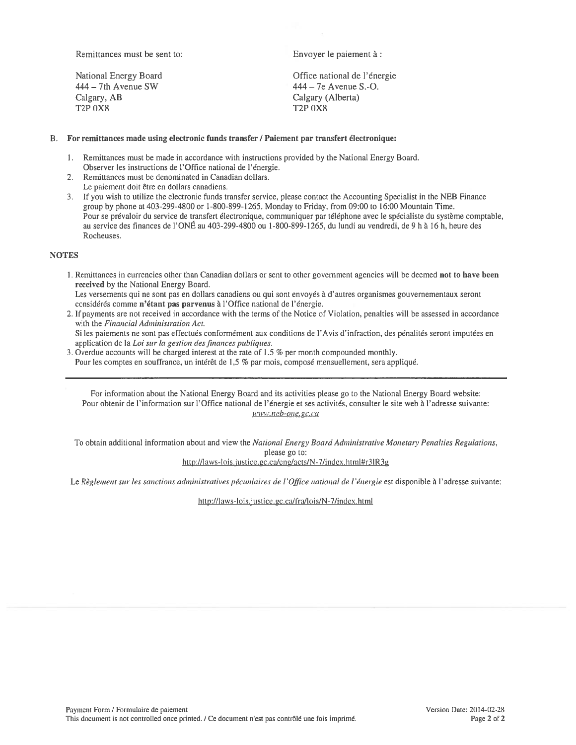Remittances must be sent to:

National Energy Board
444 – 7th Avenue SW
Calgary, AB
T2P 0X8

Envoyer le paiement à :

Office national de l'énergie
444 – 7e Avenue S.-O.
Calgary (Alberta)
T2P 0X8

B. **For remittances made using electronic funds transfer / Paiement par transfert électronique:**

1. Remittances must be made in accordance with instructions provided by the National Energy Board.
   Observer les instructions de l'Office national de l'énergie.
2. Remittances must be denominated in Canadian dollars.
   Le paiement doit être en dollars canadiens.
3. If you wish to utilize the electronic funds transfer service, please contact the Accounting Specialist in the NEB Finance group by phone at 403-299-4800 or 1-800-899-1265, Monday to Friday, from 09:00 to 16:00 Mountain Time.
   Pour se prévaloir du service de transfert électronique, communiquer par téléphone avec le spécialiste du système comptable, au service des finances de l'ONÉ au 403-299-4800 ou 1-800-899-1265, du lundi au vendredi, de 9 h à 16 h, heure des Rocheuses.

**NOTES**

1. Remittances in currencies other than Canadian dollars or sent to other government agencies will be deemed **not to have been received** by the National Energy Board.
   Les versements qui ne sont pas en dollars canadiens ou qui sont envoyés à d'autres organismes gouvernementaux seront considérés comme **n'étant pas parvenus** à l'Office national de l'énergie.
2. If payments are not received in accordance with the terms of the Notice of Violation, penalties will be assessed in accordance with the *Financial Administration Act.*
   Si les paiements ne sont pas effectués conformément aux conditions de l'Avis d'infraction, des pénalités seront imputées en application de la *Loi sur la gestion des finances publiques.*
3. Overdue accounts will be charged interest at the rate of 1.5 % per month compounded monthly.
   Pour les comptes en souffrance, un intérêt de 1,5 % par mois, composé mensuellement, sera appliqué.

---

For information about the National Energy Board and its activities please go to the National Energy Board website:
Pour obtenir de l'information sur l'Office national de l'énergie et ses activités, consulter le site web à l'adresse suivante:
*www.neb-one.gc.ca*

To obtain additional information about and view the *National Energy Board Administrative Monetary Penalties Regulations*, please go to:
http://laws-lois.justice.gc.ca/eng/acts/N-7/index.html#r3lR3g

Le *Règlement sur les sanctions administratives pécuniaires de l'Office national de l'énergie* est disponible à l'adresse suivante:

http://laws-lois.justice.gc.ca/fra/lois/N-7/index.html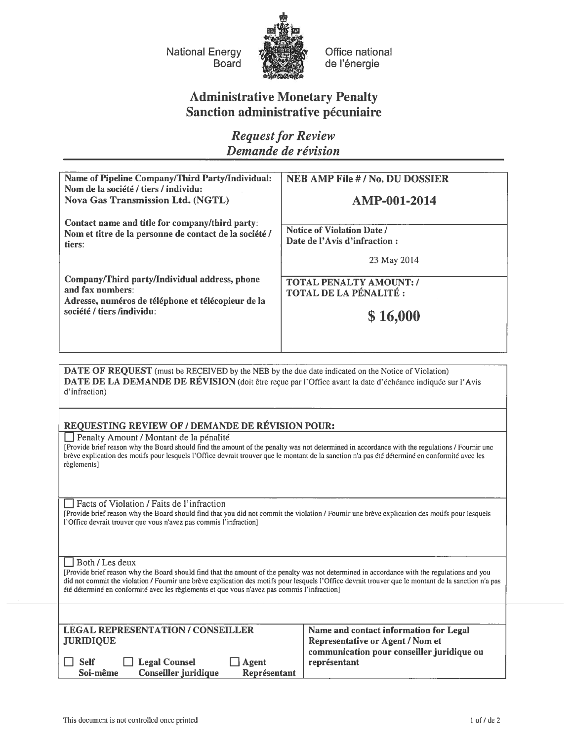National Energy Board

Office national de l'énergie

# Administrative Monetary Penalty
# Sanction administrative pécuniaire

## *Request for Review*
## *Demande de révision*

| **Name of Pipeline Company/Third Party/Individual:**<br>**Nom de la société / tiers / individu:**<br>**Nova Gas Transmission Ltd. (NGTL)** | **NEB AMP File # / No. DU DOSSIER**<br><br>**AMP-001-2014** |
|---|---|
| **Contact name and title for company/third party:**<br>**Nom et titre de la personne de contact de la société / tiers:** | **Notice of Violation Date /**<br>**Date de l'Avis d'infraction :**<br><br>23 May 2014 |
| **Company/Third party/Individual address, phone and fax numbers:**<br>**Adresse, numéros de téléphone et télécopieur de la société / tiers /individu:** | **TOTAL PENALTY AMOUNT: /**<br>**TOTAL DE LA PÉNALITÉ :**<br><br>**$ 16,000** |

**DATE OF REQUEST** (must be RECEIVED by the NEB by the due date indicated on the Notice of Violation)
**DATE DE LA DEMANDE DE RÉVISION** (doit être reçue par l'Office avant la date d'échéance indiquée sur l'Avis d'infraction)

**REQUESTING REVIEW OF / DEMANDE DE RÉVISION POUR:**

☐ Penalty Amount / Montant de la pénalité
[Provide brief reason why the Board should find the amount of the penalty was not determined in accordance with the regulations / Fournir une brève explication des motifs pour lesquels l'Office devrait trouver que le montant de la sanction n'a pas été déterminé en conformité avec les règlements]

☐ Facts of Violation / Faits de l'infraction
[Provide brief reason why the Board should find that you did not commit the violation / Fournir une brève explication des motifs pour lesquels l'Office devrait trouver que vous n'avez pas commis l'infraction]

☐ Both / Les deux
[Provide brief reason why the Board should find that the amount of the penalty was not determined in accordance with the regulations and you did not commit the violation / Fournir une brève explication des motifs pour lesquels l'Office devrait trouver que le montant de la sanction n'a pas été déterminé en conformité avec les règlements et que vous n'avez pas commis l'infraction]

| **LEGAL REPRESENTATION / CONSEILLER JURIDIQUE** | **Name and contact information for Legal Representative or Agent / Nom et communication pour conseiller juridique ou représentant** |
|---|---|
| ☐ **Self / Soi-même** ☐ **Legal Counsel / Conseiller juridique** ☐ **Agent / Représentant** | |

This document is not controlled once printed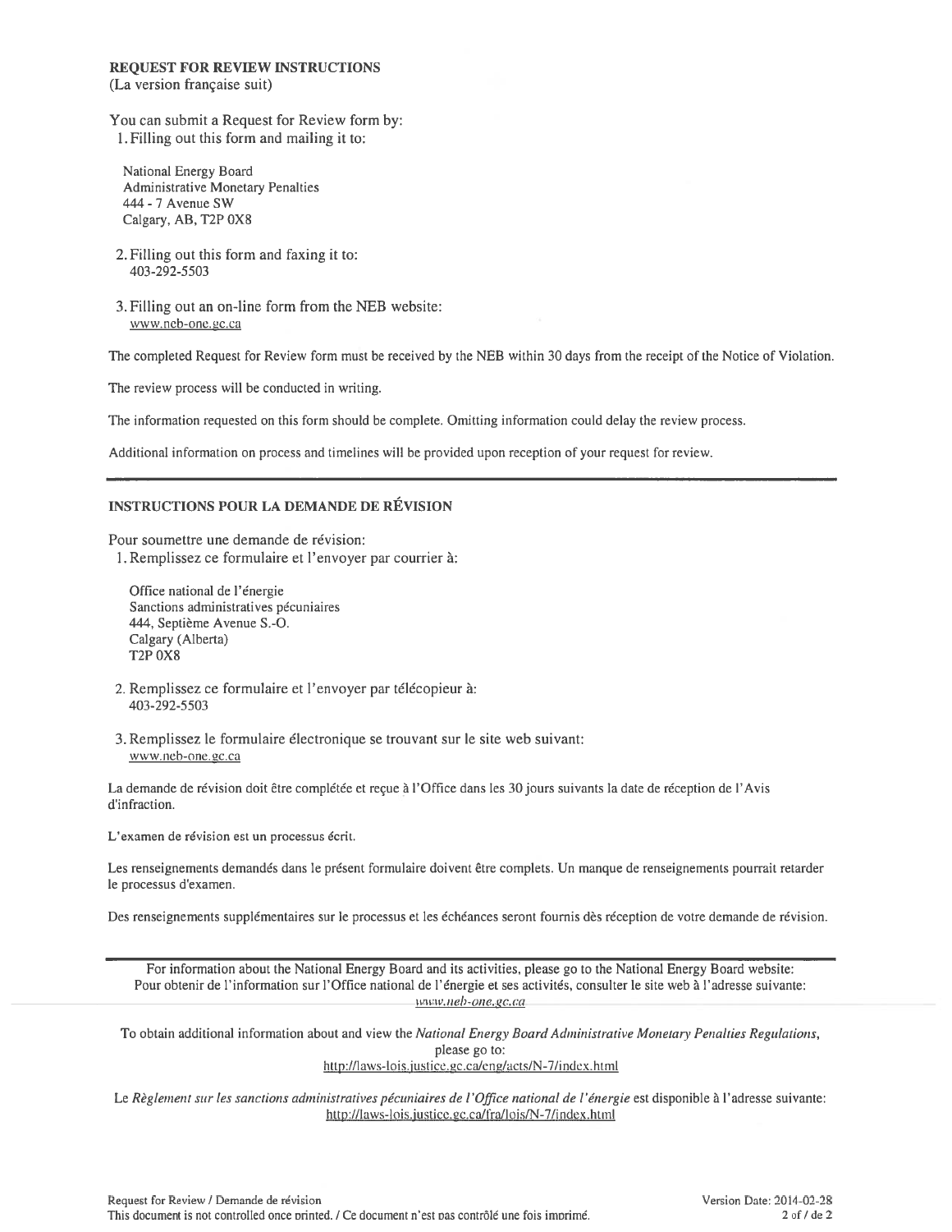## REQUEST FOR REVIEW INSTRUCTIONS

(La version française suit)

You can submit a Request for Review form by:

1. Filling out this form and mailing it to:

   National Energy Board
   Administrative Monetary Penalties
   444 - 7 Avenue SW
   Calgary, AB, T2P 0X8

2. Filling out this form and faxing it to:
   403-292-5503

3. Filling out an on-line form from the NEB website:
   www.neb-one.gc.ca

The completed Request for Review form must be received by the NEB within 30 days from the receipt of the Notice of Violation.

The review process will be conducted in writing.

The information requested on this form should be complete. Omitting information could delay the review process.

Additional information on process and timelines will be provided upon reception of your request for review.

---

## INSTRUCTIONS POUR LA DEMANDE DE RÉVISION

Pour soumettre une demande de révision:

1. Remplissez ce formulaire et l'envoyer par courrier à:

   Office national de l'énergie
   Sanctions administratives pécuniaires
   444, Septième Avenue S.-O.
   Calgary (Alberta)
   T2P 0X8

2. Remplissez ce formulaire et l'envoyer par télécopieur à:
   403-292-5503

3. Remplissez le formulaire électronique se trouvant sur le site web suivant:
   www.neb-one.gc.ca

La demande de révision doit être complétée et reçue à l'Office dans les 30 jours suivants la date de réception de l'Avis d'infraction.

L'examen de révision est un processus écrit.

Les renseignements demandés dans le présent formulaire doivent être complets. Un manque de renseignements pourrait retarder le processus d'examen.

Des renseignements supplémentaires sur le processus et les échéances seront fournis dès réception de votre demande de révision.

---

For information about the National Energy Board and its activities, please go to the National Energy Board website:
Pour obtenir de l'information sur l'Office national de l'énergie et ses activités, consulter le site web à l'adresse suivante:
*www.neb-one.gc.ca*

To obtain additional information about and view the *National Energy Board Administrative Monetary Penalties Regulations*, please go to:
http://laws-lois.justice.gc.ca/eng/acts/N-7/index.html

Le *Règlement sur les sanctions administratives pécuniaires de l'Office national de l'énergie* est disponible à l'adresse suivante:
http://laws-lois.justice.gc.ca/fra/lois/N-7/index.html

Request for Review / Demande de révision
This document is not controlled once printed. / Ce document n'est pas contrôlé une fois imprimé.

Version Date: 2014-02-28